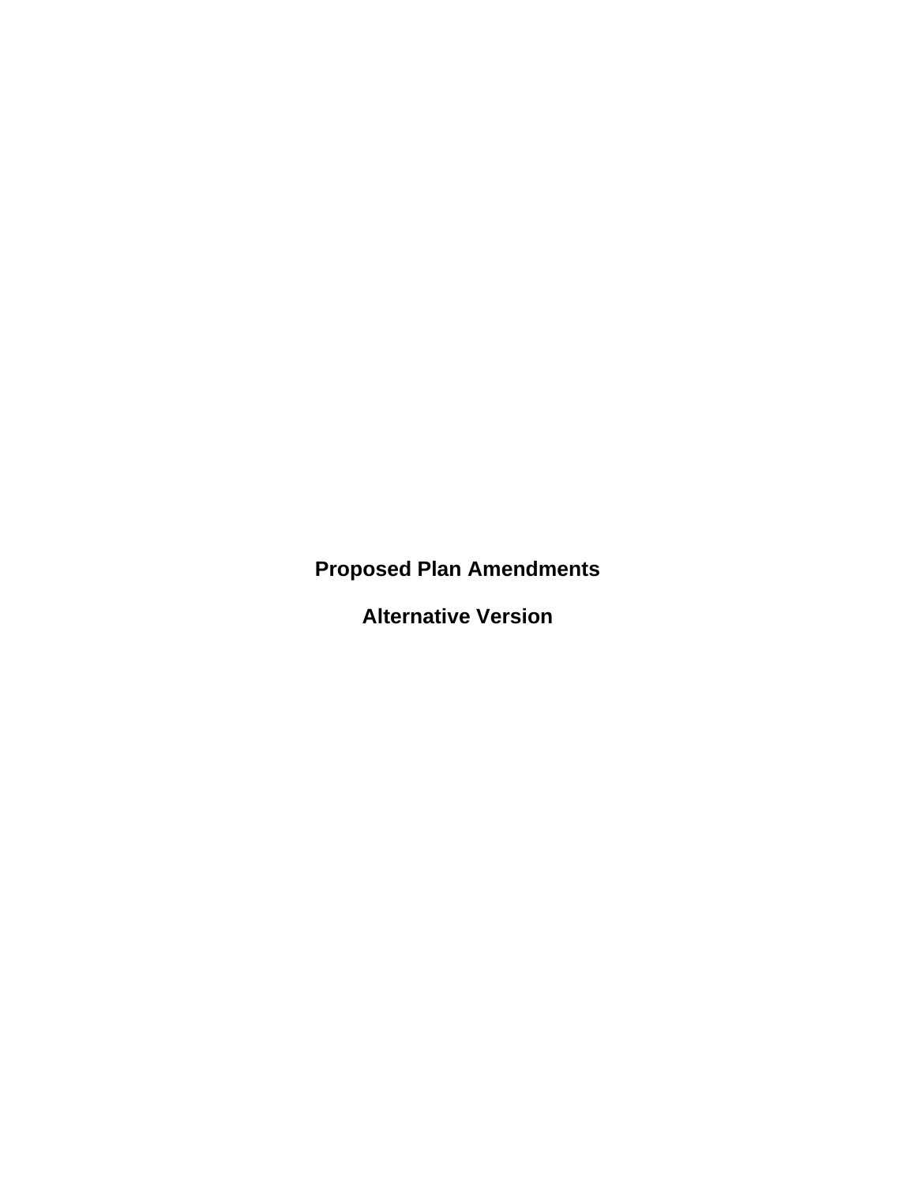# Proposed Plan Amendments

## Alternative Version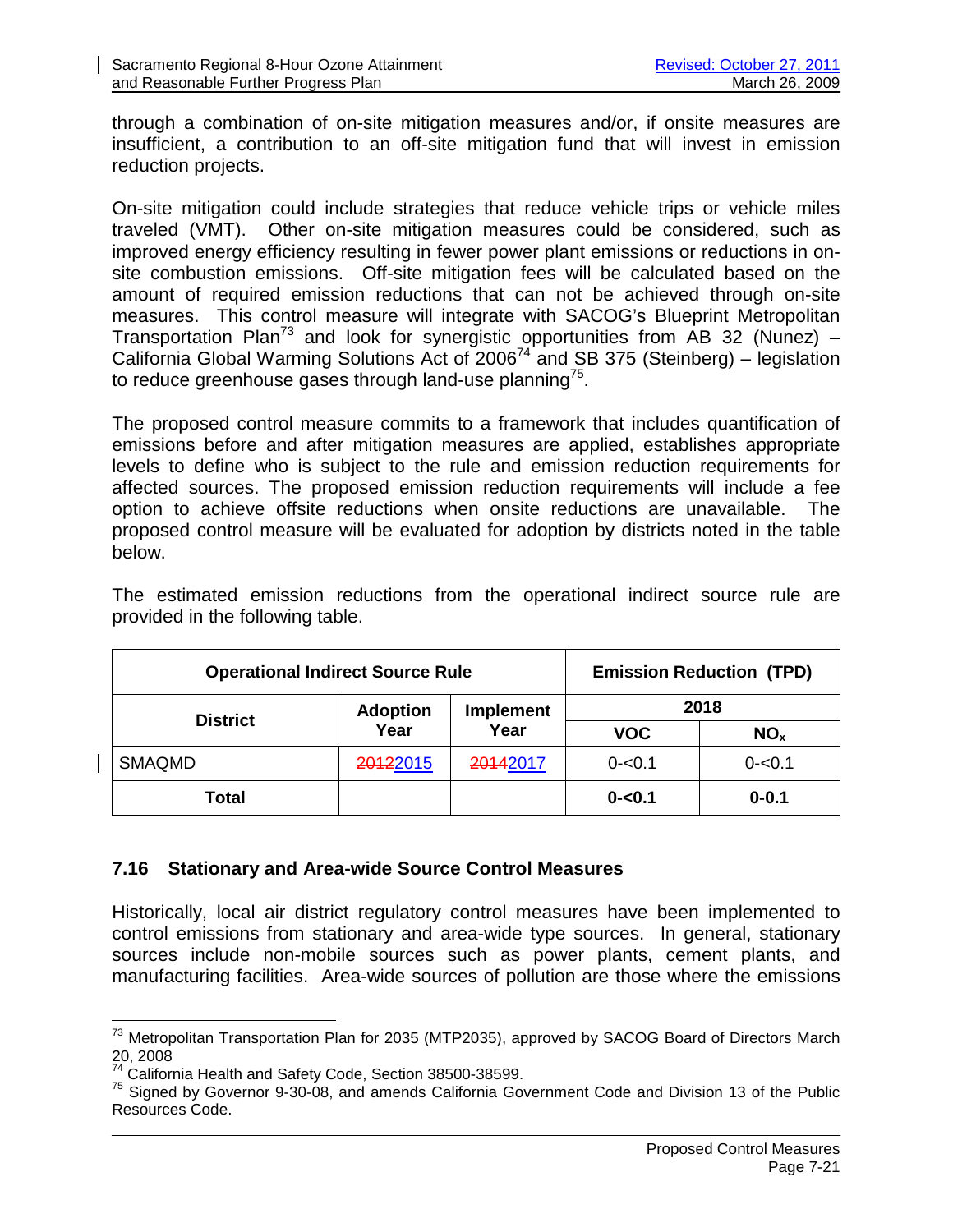through a combination of on-site mitigation measures and/or, if onsite measures are insufficient, a contribution to an off-site mitigation fund that will invest in emission reduction projects.

On-site mitigation could include strategies that reduce vehicle trips or vehicle miles traveled (VMT). Other on-site mitigation measures could be considered, such as improved energy efficiency resulting in fewer power plant emissions or reductions in on-site combustion emissions. Off-site mitigation fees will be calculated based on the amount of required emission reductions that can not be achieved through on-site measures. This control measure will integrate with SACOG's Blueprint Metropolitan Transportation Plan[73] and look for synergistic opportunities from AB 32 (Nunez) – California Global Warming Solutions Act of 2006[74] and SB 375 (Steinberg) – legislation to reduce greenhouse gases through land-use planning[75].

The proposed control measure commits to a framework that includes quantification of emissions before and after mitigation measures are applied, establishes appropriate levels to define who is subject to the rule and emission reduction requirements for affected sources. The proposed emission reduction requirements will include a fee option to achieve offsite reductions when onsite reductions are unavailable. The proposed control measure will be evaluated for adoption by districts noted in the table below.

The estimated emission reductions from the operational indirect source rule are provided in the following table.

| Operational Indirect Source Rule | | | Emission Reduction (TPD) | |
|---|---|---|---|---|
| District | Adoption Year | Implement Year | 2018 | |
| | | | VOC | $NO_x$ |
| SMAQMD | ~~2012~~2015 | ~~2014~~2017 | 0-<0.1 | 0-<0.1 |
| **Total** | | | **0-<0.1** | **0-0.1** |

### 7.16 Stationary and Area-wide Source Control Measures

Historically, local air district regulatory control measures have been implemented to control emissions from stationary and area-wide type sources. In general, stationary sources include non-mobile sources such as power plants, cement plants, and manufacturing facilities. Area-wide sources of pollution are those where the emissions

---

[73] Metropolitan Transportation Plan for 2035 (MTP2035), approved by SACOG Board of Directors March 20, 2008

[74] California Health and Safety Code, Section 38500-38599.

[75] Signed by Governor 9-30-08, and amends California Government Code and Division 13 of the Public Resources Code.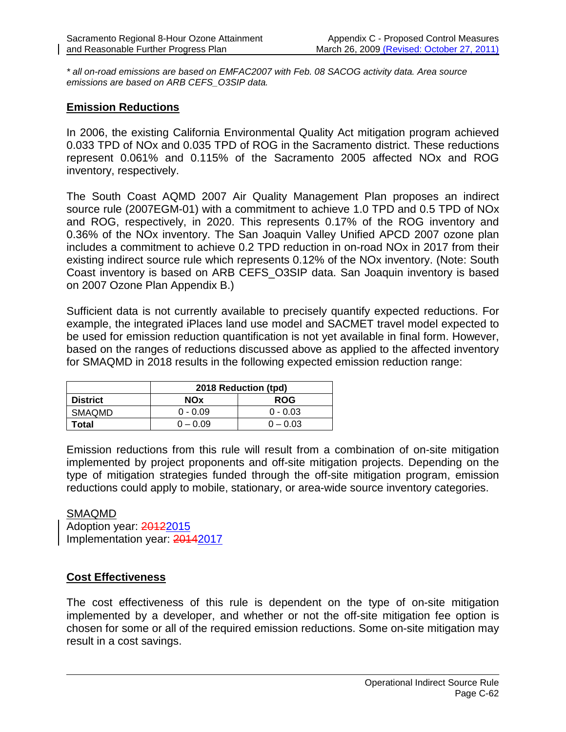*\* all on-road emissions are based on EMFAC2007 with Feb. 08 SACOG activity data. Area source emissions are based on ARB CEFS_O3SIP data.*

## Emission Reductions

In 2006, the existing California Environmental Quality Act mitigation program achieved 0.033 TPD of NOx and 0.035 TPD of ROG in the Sacramento district. These reductions represent 0.061% and 0.115% of the Sacramento 2005 affected NOx and ROG inventory, respectively.

The South Coast AQMD 2007 Air Quality Management Plan proposes an indirect source rule (2007EGM-01) with a commitment to achieve 1.0 TPD and 0.5 TPD of NOx and ROG, respectively, in 2020. This represents 0.17% of the ROG inventory and 0.36% of the NOx inventory. The San Joaquin Valley Unified APCD 2007 ozone plan includes a commitment to achieve 0.2 TPD reduction in on-road NOx in 2017 from their existing indirect source rule which represents 0.12% of the NOx inventory. (Note: South Coast inventory is based on ARB CEFS_O3SIP data. San Joaquin inventory is based on 2007 Ozone Plan Appendix B.)

Sufficient data is not currently available to precisely quantify expected reductions. For example, the integrated iPlaces land use model and SACMET travel model expected to be used for emission reduction quantification is not yet available in final form. However, based on the ranges of reductions discussed above as applied to the affected inventory for SMAQMD in 2018 results in the following expected emission reduction range:

| | 2018 Reduction (tpd) | |
|---|---|---|
| **District** | **NOx** | **ROG** |
| SMAQMD | 0 - 0.09 | 0 - 0.03 |
| **Total** | 0 – 0.09 | 0 – 0.03 |

Emission reductions from this rule will result from a combination of on-site mitigation implemented by project proponents and off-site mitigation projects. Depending on the type of mitigation strategies funded through the off-site mitigation program, emission reductions could apply to mobile, stationary, or area-wide source inventory categories.

SMAQMD
Adoption year: ~~2012~~2015
Implementation year: ~~2014~~2017

## Cost Effectiveness

The cost effectiveness of this rule is dependent on the type of on-site mitigation implemented by a developer, and whether or not the off-site mitigation fee option is chosen for some or all of the required emission reductions. Some on-site mitigation may result in a cost savings.